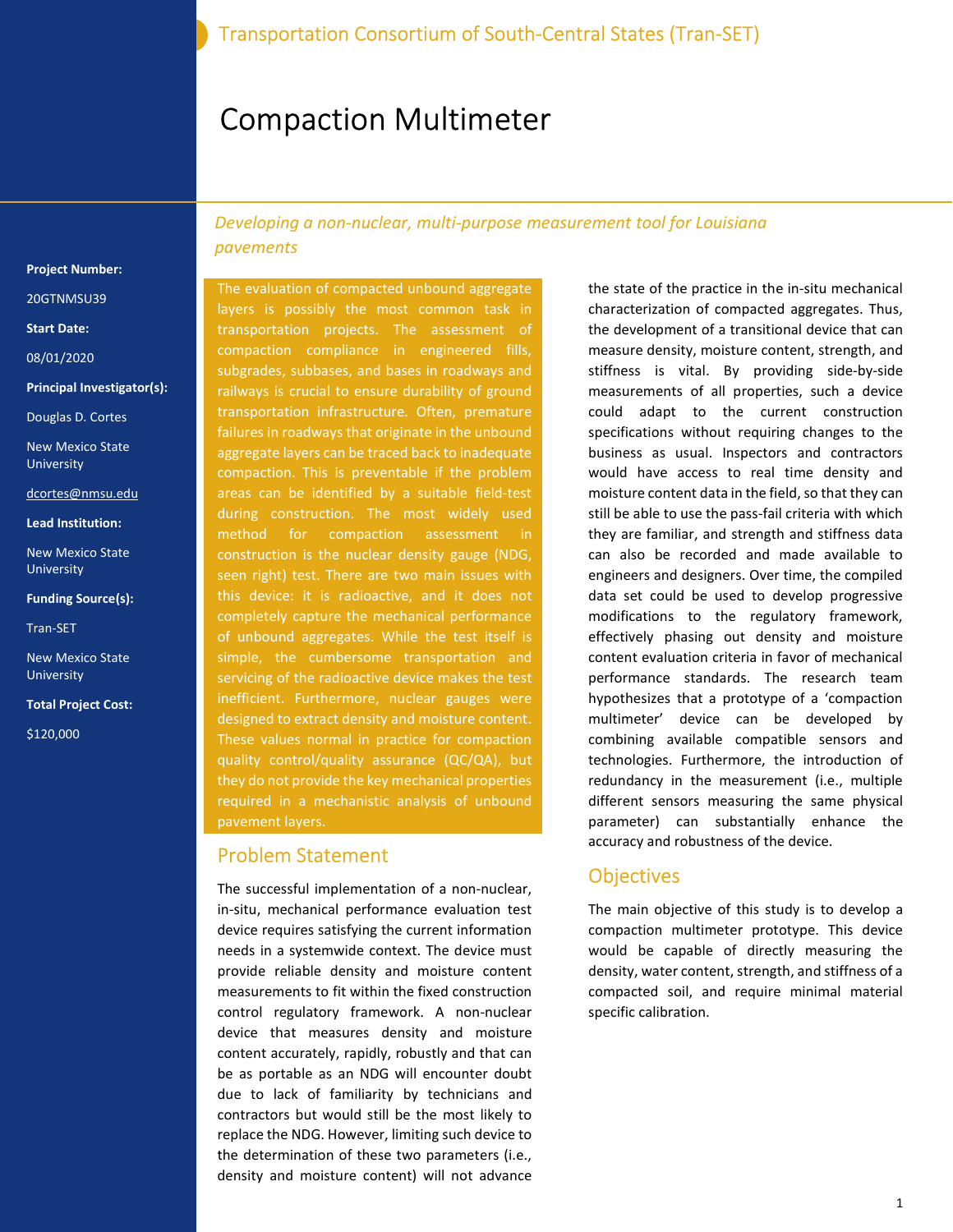Transportation Consortium of South-Central States (Tran-SET)

# Compaction Multimeter

*Developing a non-nuclear, multi-purpose measurement tool for Louisiana pavements*

**Project Number:**

20GTNMSU39

**Start Date:**

08/01/2020

**Principal Investigator(s):**

Douglas D. Cortes

New Mexico State University

dcortes@nmsu.edu

**Lead Institution:**

New Mexico State University

**Funding Source(s):**

Tran-SET

New Mexico State University

**Total Project Cost:**

$120,000

The evaluation of compacted unbound aggregate layers is possibly the most common task in transportation projects. The assessment of compaction compliance in engineered fills, subgrades, subbases, and bases in roadways and railways is crucial to ensure durability of ground transportation infrastructure. Often, premature failures in roadways that originate in the unbound aggregate layers can be traced back to inadequate compaction. This is preventable if the problem areas can be identified by a suitable field-test during construction. The most widely used method for compaction assessment in construction is the nuclear density gauge (NDG, seen right) test. There are two main issues with this device: it is radioactive, and it does not completely capture the mechanical performance of unbound aggregates. While the test itself is simple, the cumbersome transportation and servicing of the radioactive device makes the test inefficient. Furthermore, nuclear gauges were designed to extract density and moisture content. These values normal in practice for compaction quality control/quality assurance (QC/QA), but they do not provide the key mechanical properties required in a mechanistic analysis of unbound pavement layers.

## Problem Statement

The successful implementation of a non-nuclear, in-situ, mechanical performance evaluation test device requires satisfying the current information needs in a systemwide context. The device must provide reliable density and moisture content measurements to fit within the fixed construction control regulatory framework. A non-nuclear device that measures density and moisture content accurately, rapidly, robustly and that can be as portable as an NDG will encounter doubt due to lack of familiarity by technicians and contractors but would still be the most likely to replace the NDG. However, limiting such device to the determination of these two parameters (i.e., density and moisture content) will not advance the state of the practice in the in-situ mechanical characterization of compacted aggregates. Thus, the development of a transitional device that can measure density, moisture content, strength, and stiffness is vital. By providing side-by-side measurements of all properties, such a device could adapt to the current construction specifications without requiring changes to the business as usual. Inspectors and contractors would have access to real time density and moisture content data in the field, so that they can still be able to use the pass-fail criteria with which they are familiar, and strength and stiffness data can also be recorded and made available to engineers and designers. Over time, the compiled data set could be used to develop progressive modifications to the regulatory framework, effectively phasing out density and moisture content evaluation criteria in favor of mechanical performance standards. The research team hypothesizes that a prototype of a 'compaction multimeter' device can be developed by combining available compatible sensors and technologies. Furthermore, the introduction of redundancy in the measurement (i.e., multiple different sensors measuring the same physical parameter) can substantially enhance the accuracy and robustness of the device.

## Objectives

The main objective of this study is to develop a compaction multimeter prototype. This device would be capable of directly measuring the density, water content, strength, and stiffness of a compacted soil, and require minimal material specific calibration.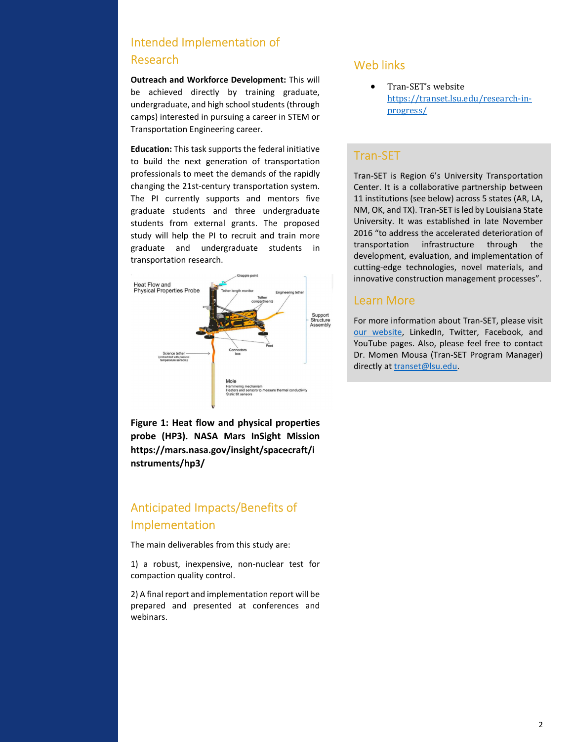## Intended Implementation of Research

**Outreach and Workforce Development:** This will be achieved directly by training graduate, undergraduate, and high school students (through camps) interested in pursuing a career in STEM or Transportation Engineering career.

**Education:** This task supports the federal initiative to build the next generation of transportation professionals to meet the demands of the rapidly changing the 21st-century transportation system. The PI currently supports and mentors five graduate students and three undergraduate students from external grants. The proposed study will help the PI to recruit and train more graduate and undergraduate students in transportation research.

Heat Flow and Physical Properties Probe
Grapple point
Tether length monitor
Engineering tether
Tether compartments
Support Structure Assembly
Feet
Connectors box
Science tether (embedded with passive temperature sensors)
Mole
Hammering mechanism
Heaters and sensors to measure thermal conductivity
Static tilt sensors

**Figure 1: Heat flow and physical properties probe (HP3). NASA Mars InSight Mission https://mars.nasa.gov/insight/spacecraft/instruments/hp3/**

## Anticipated Impacts/Benefits of Implementation

The main deliverables from this study are:

1) a robust, inexpensive, non-nuclear test for compaction quality control.

2) A final report and implementation report will be prepared and presented at conferences and webinars.

## Web links

- Tran-SET's website https://transet.lsu.edu/research-in-progress/

## Tran-SET

Tran-SET is Region 6's University Transportation Center. It is a collaborative partnership between 11 institutions (see below) across 5 states (AR, LA, NM, OK, and TX). Tran-SET is led by Louisiana State University. It was established in late November 2016 "to address the accelerated deterioration of transportation infrastructure through the development, evaluation, and implementation of cutting-edge technologies, novel materials, and innovative construction management processes".

## Learn More

For more information about Tran-SET, please visit our website, LinkedIn, Twitter, Facebook, and YouTube pages. Also, please feel free to contact Dr. Momen Mousa (Tran-SET Program Manager) directly at transet@lsu.edu.